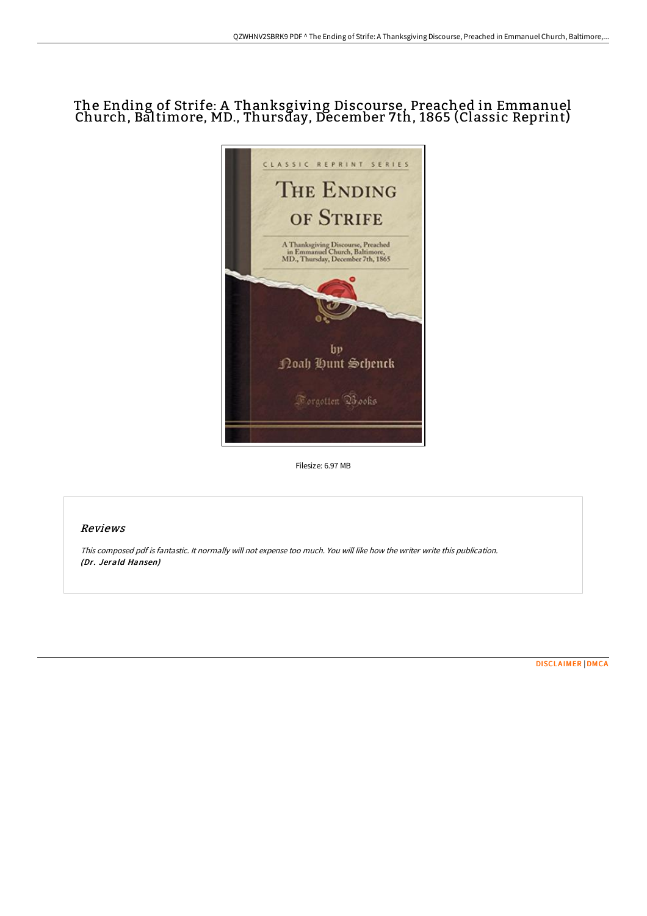# The Ending of Strife: A Thanksgiving Discourse, Preached in Emmanuel Church, Baltimore, MD., Thursday, December 7th, 1865 (Classic Reprint)

Filesize: 6.97 MB

## Reviews

*This composed pdf is fantastic. It normally will not expense too much. You will like how the writer write this publication.*
*(Dr. Jerald Hansen)*

[DISCLAIMER](#) | [DMCA](#)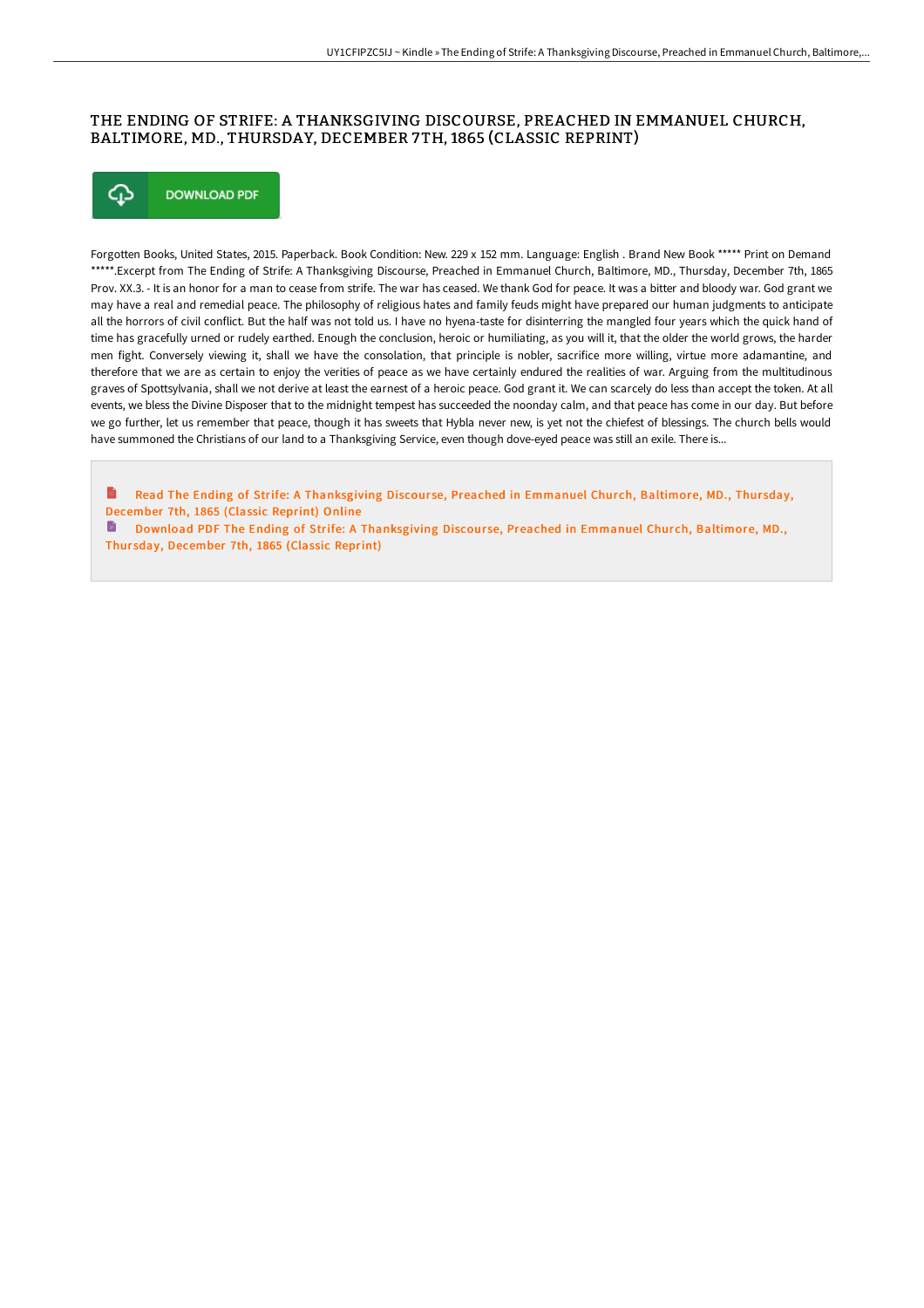# THE ENDING OF STRIFE: A THANKSGIVING DISCOURSE, PREACHED IN EMMANUEL CHURCH, BALTIMORE, MD., THURSDAY, DECEMBER 7TH, 1865 (CLASSIC REPRINT)

DOWNLOAD PDF

Forgotten Books, United States, 2015. Paperback. Book Condition: New. 229 x 152 mm. Language: English . Brand New Book ***** Print on Demand *****.Excerpt from The Ending of Strife: A Thanksgiving Discourse, Preached in Emmanuel Church, Baltimore, MD., Thursday, December 7th, 1865 Prov. XX.3. - It is an honor for a man to cease from strife. The war has ceased. We thank God for peace. It was a bitter and bloody war. God grant we may have a real and remedial peace. The philosophy of religious hates and family feuds might have prepared our human judgments to anticipate all the horrors of civil conflict. But the half was not told us. I have no hyena-taste for disinterring the mangled four years which the quick hand of time has gracefully urned or rudely earthed. Enough the conclusion, heroic or humiliating, as you will it, that the older the world grows, the harder men fight. Conversely viewing it, shall we have the consolation, that principle is nobler, sacrifice more willing, virtue more adamantine, and therefore that we are as certain to enjoy the verities of peace as we have certainly endured the realities of war. Arguing from the multitudinous graves of Spottsylvania, shall we not derive at least the earnest of a heroic peace. God grant it. We can scarcely do less than accept the token. At all events, we bless the Divine Disposer that to the midnight tempest has succeeded the noonday calm, and that peace has come in our day. But before we go further, let us remember that peace, though it has sweets that Hybla never new, is yet not the chiefest of blessings. The church bells would have summoned the Christians of our land to a Thanksgiving Service, even though dove-eyed peace was still an exile. There is...

Read The Ending of Strife: A Thanksgiving Discourse, Preached in Emmanuel Church, Baltimore, MD., Thursday, December 7th, 1865 (Classic Reprint) Online

Download PDF The Ending of Strife: A Thanksgiving Discourse, Preached in Emmanuel Church, Baltimore, MD., Thursday, December 7th, 1865 (Classic Reprint)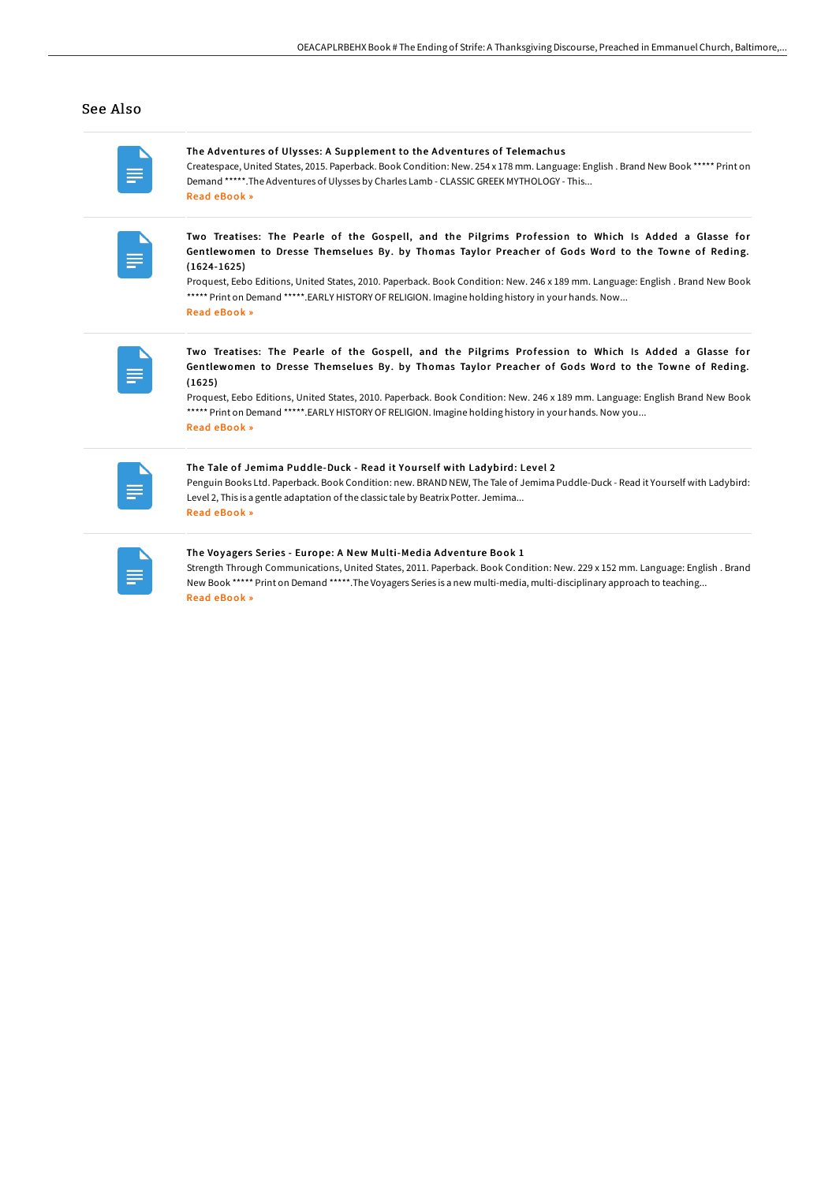## See Also

### The Adventures of Ulysses: A Supplement to the Adventures of Telemachus

Createspace, United States, 2015. Paperback. Book Condition: New. 254 x 178 mm. Language: English . Brand New Book ***** Print on Demand *****.The Adventures of Ulysses by Charles Lamb - CLASSIC GREEK MYTHOLOGY - This...

Read eBook »

### Two Treatises: The Pearle of the Gospell, and the Pilgrims Profession to Which Is Added a Glasse for Gentlewomen to Dresse Themselues By. by Thomas Taylor Preacher of Gods Word to the Towne of Reding. (1624-1625)

Proquest, Eebo Editions, United States, 2010. Paperback. Book Condition: New. 246 x 189 mm. Language: English . Brand New Book ***** Print on Demand *****.EARLY HISTORY OF RELIGION. Imagine holding history in your hands. Now...

Read eBook »

### Two Treatises: The Pearle of the Gospell, and the Pilgrims Profession to Which Is Added a Glasse for Gentlewomen to Dresse Themselues By. by Thomas Taylor Preacher of Gods Word to the Towne of Reding. (1625)

Proquest, Eebo Editions, United States, 2010. Paperback. Book Condition: New. 246 x 189 mm. Language: English Brand New Book ***** Print on Demand *****.EARLY HISTORY OF RELIGION. Imagine holding history in your hands. Now you...

Read eBook »

### The Tale of Jemima Puddle-Duck - Read it Yourself with Ladybird: Level 2

Penguin Books Ltd. Paperback. Book Condition: new. BRAND NEW, The Tale of Jemima Puddle-Duck - Read it Yourself with Ladybird: Level 2, This is a gentle adaptation of the classic tale by Beatrix Potter. Jemima...

Read eBook »

### The Voyagers Series - Europe: A New Multi-Media Adventure Book 1

Strength Through Communications, United States, 2011. Paperback. Book Condition: New. 229 x 152 mm. Language: English . Brand New Book ***** Print on Demand *****.The Voyagers Series is a new multi-media, multi-disciplinary approach to teaching...

Read eBook »